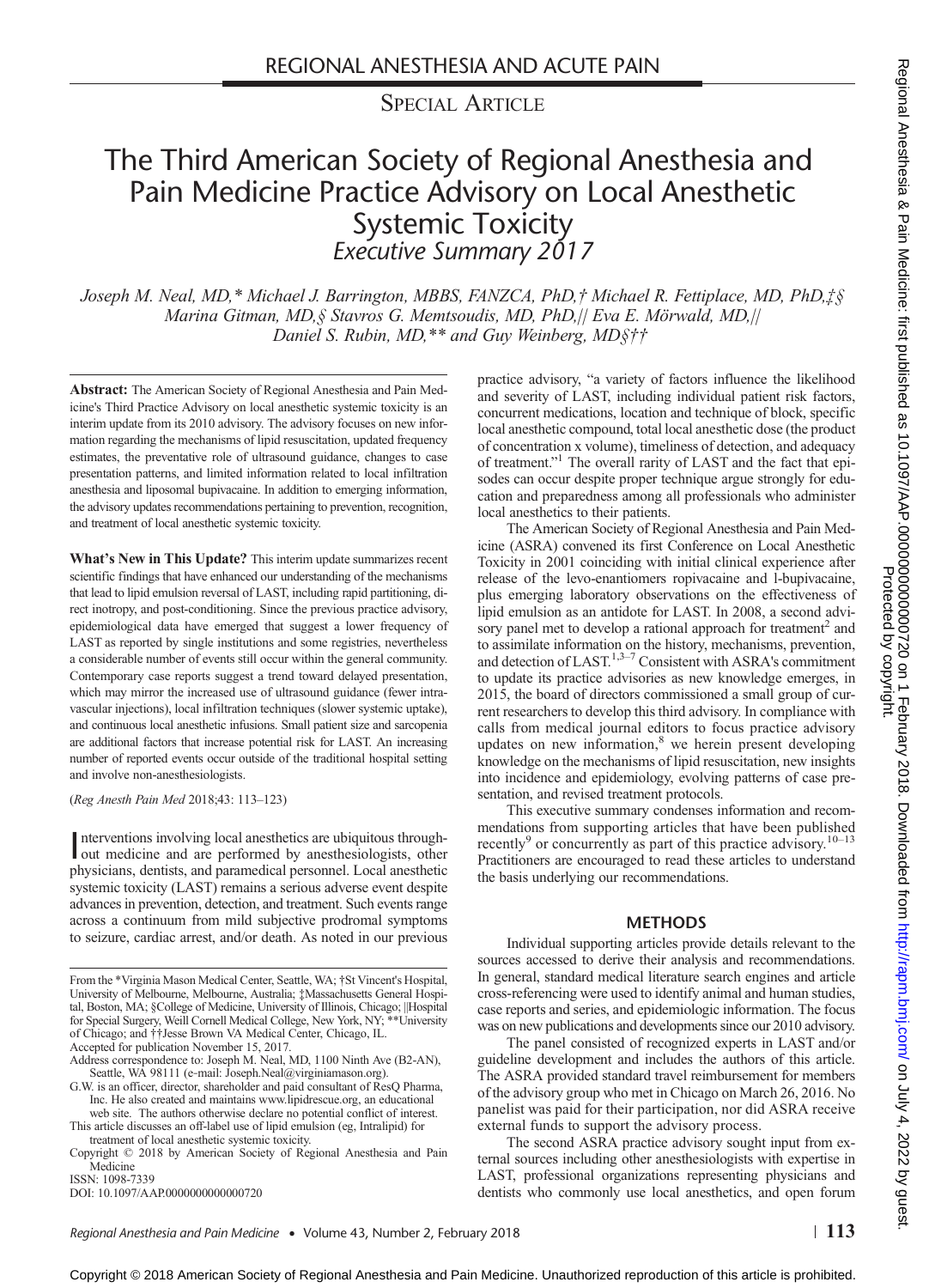REGIONAL ANESTHESIA AND ACUTE PAIN

SPECIAL ARTICLE

# The Third American Society of Regional Anesthesia and Pain Medicine Practice Advisory on Local Anesthetic Systemic Toxicity

## *Executive Summary 2017*

*Joseph M. Neal, MD,\* Michael J. Barrington, MBBS, FANZCA, PhD,† Michael R. Fettiplace, MD, PhD,‡§ Marina Gitman, MD,§ Stavros G. Memtsoudis, MD, PhD,|| Eva E. Mörwald, MD,|| Daniel S. Rubin, MD,\*\* and Guy Weinberg, MD§††*

**Abstract:** The American Society of Regional Anesthesia and Pain Medicine's Third Practice Advisory on local anesthetic systemic toxicity is an interim update from its 2010 advisory. The advisory focuses on new information regarding the mechanisms of lipid resuscitation, updated frequency estimates, the preventative role of ultrasound guidance, changes to case presentation patterns, and limited information related to local infiltration anesthesia and liposomal bupivacaine. In addition to emerging information, the advisory updates recommendations pertaining to prevention, recognition, and treatment of local anesthetic systemic toxicity.

**What's New in This Update?** This interim update summarizes recent scientific findings that have enhanced our understanding of the mechanisms that lead to lipid emulsion reversal of LAST, including rapid partitioning, direct inotropy, and post-conditioning. Since the previous practice advisory, epidemiological data have emerged that suggest a lower frequency of LAST as reported by single institutions and some registries, nevertheless a considerable number of events still occur within the general community. Contemporary case reports suggest a trend toward delayed presentation, which may mirror the increased use of ultrasound guidance (fewer intravascular injections), local infiltration techniques (slower systemic uptake), and continuous local anesthetic infusions. Small patient size and sarcopenia are additional factors that increase potential risk for LAST. An increasing number of reported events occur outside of the traditional hospital setting and involve non-anesthesiologists.

(*Reg Anesth Pain Med* 2018;43: 113–123)

Interventions involving local anesthetics are ubiquitous throughout medicine and are performed by anesthesiologists, other physicians, dentists, and paramedical personnel. Local anesthetic systemic toxicity (LAST) remains a serious adverse event despite advances in prevention, detection, and treatment. Such events range across a continuum from mild subjective prodromal symptoms to seizure, cardiac arrest, and/or death. As noted in our previous practice advisory, "a variety of factors influence the likelihood and severity of LAST, including individual patient risk factors, concurrent medications, location and technique of block, specific local anesthetic compound, total local anesthetic dose (the product of concentration x volume), timeliness of detection, and adequacy of treatment."[1] The overall rarity of LAST and the fact that episodes can occur despite proper technique argue strongly for education and preparedness among all professionals who administer local anesthetics to their patients.

The American Society of Regional Anesthesia and Pain Medicine (ASRA) convened its first Conference on Local Anesthetic Toxicity in 2001 coinciding with initial clinical experience after release of the levo-enantiomers ropivacaine and l-bupivacaine, plus emerging laboratory observations on the effectiveness of lipid emulsion as an antidote for LAST. In 2008, a second advisory panel met to develop a rational approach for treatment[2] and to assimilate information on the history, mechanisms, prevention, and detection of LAST.[1,3–7] Consistent with ASRA's commitment to update its practice advisories as new knowledge emerges, in 2015, the board of directors commissioned a small group of current researchers to develop this third advisory. In compliance with calls from medical journal editors to focus practice advisory updates on new information,[8] we herein present developing knowledge on the mechanisms of lipid resuscitation, new insights into incidence and epidemiology, evolving patterns of case presentation, and revised treatment protocols.

This executive summary condenses information and recommendations from supporting articles that have been published recently[9] or concurrently as part of this practice advisory.[10–13] Practitioners are encouraged to read these articles to understand the basis underlying our recommendations.

## METHODS

Individual supporting articles provide details relevant to the sources accessed to derive their analysis and recommendations. In general, standard medical literature search engines and article cross-referencing were used to identify animal and human studies, case reports and series, and epidemiologic information. The focus was on new publications and developments since our 2010 advisory.

The panel consisted of recognized experts in LAST and/or guideline development and includes the authors of this article. The ASRA provided standard travel reimbursement for members of the advisory group who met in Chicago on March 26, 2016. No panelist was paid for their participation, nor did ASRA receive external funds to support the advisory process.

The second ASRA practice advisory sought input from external sources including other anesthesiologists with expertise in LAST, professional organizations representing physicians and dentists who commonly use local anesthetics, and open forum

---

From the \*Virginia Mason Medical Center, Seattle, WA; †St Vincent's Hospital, University of Melbourne, Melbourne, Australia; ‡Massachusetts General Hospital, Boston, MA; §College of Medicine, University of Illinois, Chicago; ||Hospital for Special Surgery, Weill Cornell Medical College, New York, NY; \*\*University of Chicago; and ††Jesse Brown VA Medical Center, Chicago, IL.

Accepted for publication November 15, 2017.

Address correspondence to: Joseph M. Neal, MD, 1100 Ninth Ave (B2-AN), Seattle, WA 98111 (e-mail: Joseph.Neal@virginiamason.org).

G.W. is an officer, director, shareholder and paid consultant of ResQ Pharma, Inc. He also created and maintains www.lipidrescue.org, an educational web site. The authors otherwise declare no potential conflict of interest.

This article discusses an off-label use of lipid emulsion (eg, Intralipid) for treatment of local anesthetic systemic toxicity.

Copyright © 2018 by American Society of Regional Anesthesia and Pain Medicine

ISSN: 1098-7339

DOI: 10.1097/AAP.0000000000000720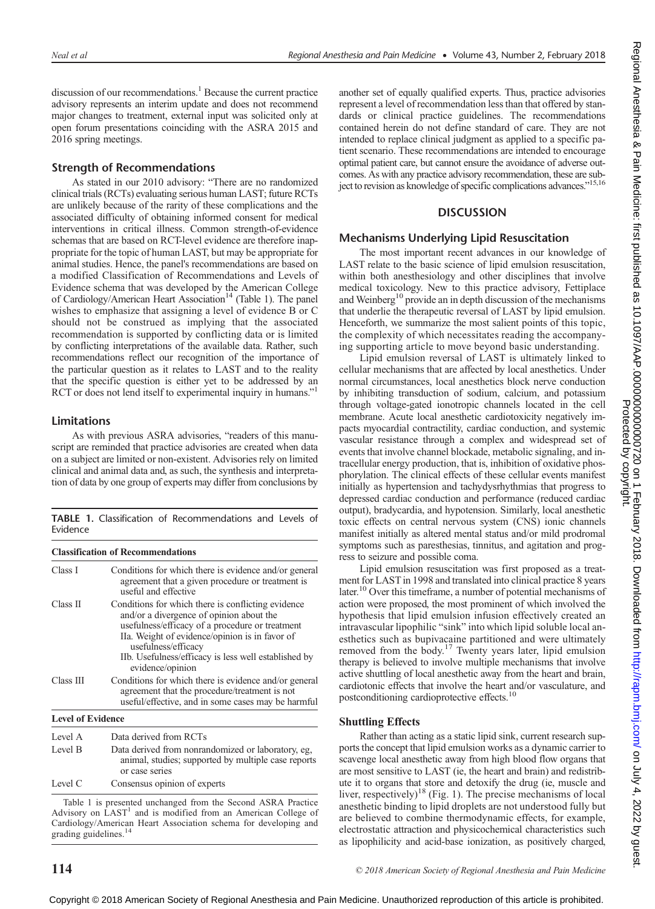discussion of our recommendations.[1] Because the current practice advisory represents an interim update and does not recommend major changes to treatment, external input was solicited only at open forum presentations coinciding with the ASRA 2015 and 2016 spring meetings.

## Strength of Recommendations

As stated in our 2010 advisory: "There are no randomized clinical trials (RCTs) evaluating serious human LAST; future RCTs are unlikely because of the rarity of these complications and the associated difficulty of obtaining informed consent for medical interventions in critical illness. Common strength-of-evidence schemas that are based on RCT-level evidence are therefore inappropriate for the topic of human LAST, but may be appropriate for animal studies. Hence, the panel's recommendations are based on a modified Classification of Recommendations and Levels of Evidence schema that was developed by the American College of Cardiology/American Heart Association[14] (Table 1). The panel wishes to emphasize that assigning a level of evidence B or C should not be construed as implying that the associated recommendation is supported by conflicting data or is limited by conflicting interpretations of the available data. Rather, such recommendations reflect our recognition of the importance of the particular question as it relates to LAST and to the reality that the specific question is either yet to be addressed by an RCT or does not lend itself to experimental inquiry in humans."[1]

## Limitations

As with previous ASRA advisories, "readers of this manuscript are reminded that practice advisories are created when data on a subject are limited or non-existent. Advisories rely on limited clinical and animal data and, as such, the synthesis and interpretation of data by one group of experts may differ from conclusions by another set of equally qualified experts. Thus, practice advisories represent a level of recommendation less than that offered by standards or clinical practice guidelines. The recommendations contained herein do not define standard of care. They are not intended to replace clinical judgment as applied to a specific patient scenario. These recommendations are intended to encourage optimal patient care, but cannot ensure the avoidance of adverse outcomes. As with any practice advisory recommendation, these are subject to revision as knowledge of specific complications advances."[15,16]

**TABLE 1.** Classification of Recommendations and Levels of Evidence

| **Classification of Recommendations** | |
|---|---|
| Class I | Conditions for which there is evidence and/or general agreement that a given procedure or treatment is useful and effective |
| Class II | Conditions for which there is conflicting evidence and/or a divergence of opinion about the usefulness/efficacy of a procedure or treatment<br>IIa. Weight of evidence/opinion is in favor of usefulness/efficacy<br>IIb. Usefulness/efficacy is less well established by evidence/opinion |
| Class III | Conditions for which there is evidence and/or general agreement that the procedure/treatment is not useful/effective, and in some cases may be harmful |
| **Level of Evidence** | |
| Level A | Data derived from RCTs |
| Level B | Data derived from nonrandomized or laboratory, eg, animal, studies; supported by multiple case reports or case series |
| Level C | Consensus opinion of experts |

Table 1 is presented unchanged from the Second ASRA Practice Advisory on LAST[1] and is modified from an American College of Cardiology/American Heart Association schema for developing and grading guidelines.[14]

# DISCUSSION

## Mechanisms Underlying Lipid Resuscitation

The most important recent advances in our knowledge of LAST relate to the basic science of lipid emulsion resuscitation, within both anesthesiology and other disciplines that involve medical toxicology. New to this practice advisory, Fettiplace and Weinberg[10] provide an in depth discussion of the mechanisms that underlie the therapeutic reversal of LAST by lipid emulsion. Henceforth, we summarize the most salient points of this topic, the complexity of which necessitates reading the accompanying supporting article to move beyond basic understanding.

Lipid emulsion reversal of LAST is ultimately linked to cellular mechanisms that are affected by local anesthetics. Under normal circumstances, local anesthetics block nerve conduction by inhibiting transduction of sodium, calcium, and potassium through voltage-gated ionotropic channels located in the cell membrane. Acute local anesthetic cardiotoxicity negatively impacts myocardial contractility, cardiac conduction, and systemic vascular resistance through a complex and widespread set of events that involve channel blockade, metabolic signaling, and intracellular energy production, that is, inhibition of oxidative phosphorylation. The clinical effects of these cellular events manifest initially as hypertension and tachydysrhythmias that progress to depressed cardiac conduction and performance (reduced cardiac output), bradycardia, and hypotension. Similarly, local anesthetic toxic effects on central nervous system (CNS) ionic channels manifest initially as altered mental status and/or mild prodromal symptoms such as paresthesias, tinnitus, and agitation and progress to seizure and possible coma.

Lipid emulsion resuscitation was first proposed as a treatment for LAST in 1998 and translated into clinical practice 8 years later.[10] Over this timeframe, a number of potential mechanisms of action were proposed, the most prominent of which involved the hypothesis that lipid emulsion infusion effectively created an intravascular lipophilic "sink" into which lipid soluble local anesthetics such as bupivacaine partitioned and were ultimately removed from the body.[17] Twenty years later, lipid emulsion therapy is believed to involve multiple mechanisms that involve active shuttling of local anesthetic away from the heart and brain, cardiotonic effects that involve the heart and/or vasculature, and postconditioning cardioprotective effects.[10]

### Shuttling Effects

Rather than acting as a static lipid sink, current research supports the concept that lipid emulsion works as a dynamic carrier to scavenge local anesthetic away from high blood flow organs that are most sensitive to LAST (ie, the heart and brain) and redistribute it to organs that store and detoxify the drug (ie, muscle and liver, respectively)[18] (Fig. 1). The precise mechanisms of local anesthetic binding to lipid droplets are not understood fully but are believed to combine thermodynamic effects, for example, electrostatic attraction and physicochemical characteristics such as lipophilicity and acid-base ionization, as positively charged,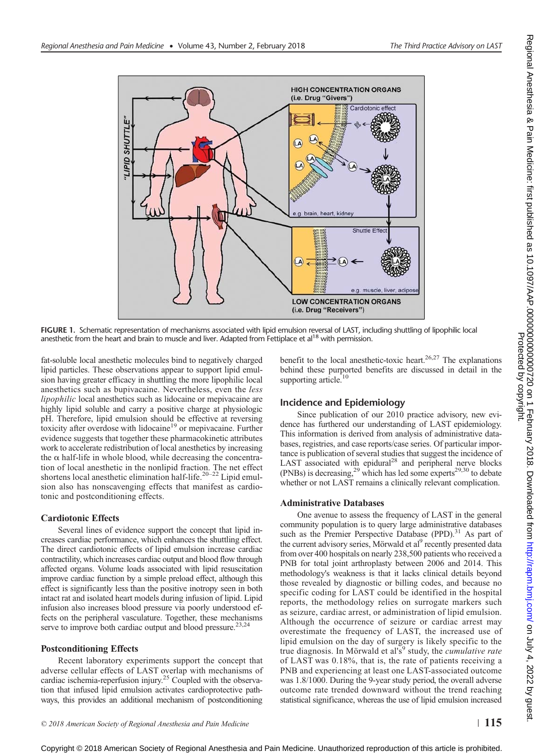FIGURE 1. Schematic representation of mechanisms associated with lipid emulsion reversal of LAST, including shuttling of lipophilic local anesthetic from the heart and brain to muscle and liver. Adapted from Fettiplace et al[18] with permission.

fat-soluble local anesthetic molecules bind to negatively charged lipid particles. These observations appear to support lipid emulsion having greater efficacy in shuttling the more lipophilic local anesthetics such as bupivacaine. Nevertheless, even the *less lipophilic* local anesthetics such as lidocaine or mepivacaine are highly lipid soluble and carry a positive charge at physiologic pH. Therefore, lipid emulsion should be effective at reversing toxicity after overdose with lidocaine[19] or mepivacaine. Further evidence suggests that together these pharmacokinetic attributes work to accelerate redistribution of local anesthetics by increasing the α half-life in whole blood, while decreasing the concentration of local anesthetic in the nonlipid fraction. The net effect shortens local anesthetic elimination half-life.[20–22] Lipid emulsion also has nonscavenging effects that manifest as cardiotonic and postconditioning effects.

### Cardiotonic Effects

Several lines of evidence support the concept that lipid increases cardiac performance, which enhances the shuttling effect. The direct cardiotonic effects of lipid emulsion increase cardiac contractility, which increases cardiac output and blood flow through affected organs. Volume loads associated with lipid resuscitation improve cardiac function by a simple preload effect, although this effect is significantly less than the positive inotropy seen in both intact rat and isolated heart models during infusion of lipid. Lipid infusion also increases blood pressure via poorly understood effects on the peripheral vasculature. Together, these mechanisms serve to improve both cardiac output and blood pressure.[23,24]

### Postconditioning Effects

Recent laboratory experiments support the concept that adverse cellular effects of LAST overlap with mechanisms of cardiac ischemia-reperfusion injury.[25] Coupled with the observation that infused lipid emulsion activates cardioprotective pathways, this provides an additional mechanism of postconditioning benefit to the local anesthetic-toxic heart.[26,27] The explanations behind these purported benefits are discussed in detail in the supporting article.[10]

## Incidence and Epidemiology

Since publication of our 2010 practice advisory, new evidence has furthered our understanding of LAST epidemiology. This information is derived from analysis of administrative databases, registries, and case reports/case series. Of particular importance is publication of several studies that suggest the incidence of LAST associated with epidural[28] and peripheral nerve blocks (PNBs) is decreasing,[29] which has led some experts[29,30] to debate whether or not LAST remains a clinically relevant complication.

### Administrative Databases

One avenue to assess the frequency of LAST in the general community population is to query large administrative databases such as the Premier Perspective Database (PPD).[31] As part of the current advisory series, Mörwald et al[9] recently presented data from over 400 hospitals on nearly 238,500 patients who received a PNB for total joint arthroplasty between 2006 and 2014. This methodology's weakness is that it lacks clinical details beyond those revealed by diagnostic or billing codes, and because no specific coding for LAST could be identified in the hospital reports, the methodology relies on surrogate markers such as seizure, cardiac arrest, or administration of lipid emulsion. Although the occurrence of seizure or cardiac arrest may overestimate the frequency of LAST, the increased use of lipid emulsion on the day of surgery is likely specific to the true diagnosis. In Mörwald et al's[9] study, the *cumulative rate* of LAST was 0.18%, that is, the rate of patients receiving a PNB and experiencing at least one LAST-associated outcome was 1.8/1000. During the 9-year study period, the overall adverse outcome rate trended downward without the trend reaching statistical significance, whereas the use of lipid emulsion increased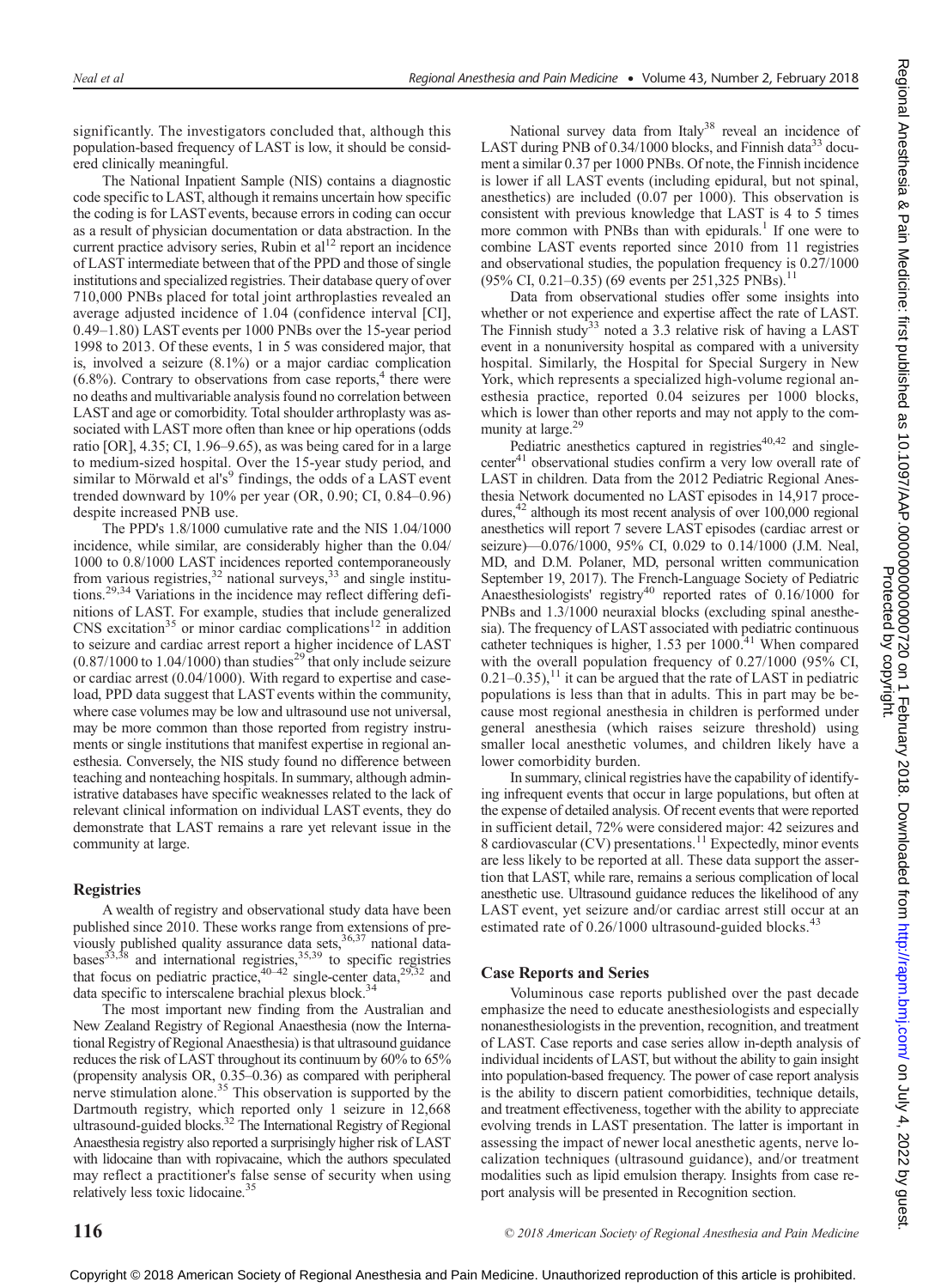significantly. The investigators concluded that, although this population-based frequency of LAST is low, it should be considered clinically meaningful.

The National Inpatient Sample (NIS) contains a diagnostic code specific to LAST, although it remains uncertain how specific the coding is for LAST events, because errors in coding can occur as a result of physician documentation or data abstraction. In the current practice advisory series, Rubin et al[12] report an incidence of LAST intermediate between that of the PPD and those of single institutions and specialized registries. Their database query of over 710,000 PNBs placed for total joint arthroplasties revealed an average adjusted incidence of 1.04 (confidence interval [CI], 0.49–1.80) LAST events per 1000 PNBs over the 15-year period 1998 to 2013. Of these events, 1 in 5 was considered major, that is, involved a seizure (8.1%) or a major cardiac complication (6.8%). Contrary to observations from case reports,[4] there were no deaths and multivariable analysis found no correlation between LAST and age or comorbidity. Total shoulder arthroplasty was associated with LAST more often than knee or hip operations (odds ratio [OR], 4.35; CI, 1.96–9.65), as was being cared for in a large to medium-sized hospital. Over the 15-year study period, and similar to Mörwald et al's[9] findings, the odds of a LAST event trended downward by 10% per year (OR, 0.90; CI, 0.84–0.96) despite increased PNB use.

The PPD's 1.8/1000 cumulative rate and the NIS 1.04/1000 incidence, while similar, are considerably higher than the 0.04/1000 to 0.8/1000 LAST incidences reported contemporaneously from various registries,[32] national surveys,[33] and single institutions.[29,34] Variations in the incidence may reflect differing definitions of LAST. For example, studies that include generalized CNS excitation[35] or minor cardiac complications[12] in addition to seizure and cardiac arrest report a higher incidence of LAST (0.87/1000 to 1.04/1000) than studies[29] that only include seizure or cardiac arrest (0.04/1000). With regard to expertise and caseload, PPD data suggest that LAST events within the community, where case volumes may be low and ultrasound use not universal, may be more common than those reported from registry instruments or single institutions that manifest expertise in regional anesthesia. Conversely, the NIS study found no difference between teaching and nonteaching hospitals. In summary, although administrative databases have specific weaknesses related to the lack of relevant clinical information on individual LAST events, they do demonstrate that LAST remains a rare yet relevant issue in the community at large.

### Registries

A wealth of registry and observational study data have been published since 2010. These works range from extensions of previously published quality assurance data sets,[36,37] national databases[33,38] and international registries,[35,39] to specific registries that focus on pediatric practice,[40–42] single-center data,[29,32] and data specific to interscalene brachial plexus block.[34]

The most important new finding from the Australian and New Zealand Registry of Regional Anaesthesia (now the International Registry of Regional Anaesthesia) is that ultrasound guidance reduces the risk of LAST throughout its continuum by 60% to 65% (propensity analysis OR, 0.35–0.36) as compared with peripheral nerve stimulation alone.[35] This observation is supported by the Dartmouth registry, which reported only 1 seizure in 12,668 ultrasound-guided blocks.[32] The International Registry of Regional Anaesthesia registry also reported a surprisingly higher risk of LAST with lidocaine than with ropivacaine, which the authors speculated may reflect a practitioner's false sense of security when using relatively less toxic lidocaine.[35]

National survey data from Italy[38] reveal an incidence of LAST during PNB of 0.34/1000 blocks, and Finnish data[33] document a similar 0.37 per 1000 PNBs. Of note, the Finnish incidence is lower if all LAST events (including epidural, but not spinal, anesthetics) are included (0.07 per 1000). This observation is consistent with previous knowledge that LAST is 4 to 5 times more common with PNBs than with epidurals.[1] If one were to combine LAST events reported since 2010 from 11 registries and observational studies, the population frequency is 0.27/1000 (95% CI, 0.21–0.35) (69 events per 251,325 PNBs).[11]

Data from observational studies offer some insights into whether or not experience and expertise affect the rate of LAST. The Finnish study[33] noted a 3.3 relative risk of having a LAST event in a nonuniversity hospital as compared with a university hospital. Similarly, the Hospital for Special Surgery in New York, which represents a specialized high-volume regional anesthesia practice, reported 0.04 seizures per 1000 blocks, which is lower than other reports and may not apply to the community at large.[29]

Pediatric anesthetics captured in registries[40,42] and single-center[41] observational studies confirm a very low overall rate of LAST in children. Data from the 2012 Pediatric Regional Anesthesia Network documented no LAST episodes in 14,917 procedures,[42] although its most recent analysis of over 100,000 regional anesthetics will report 7 severe LAST episodes (cardiac arrest or seizure)—0.076/1000, 95% CI, 0.029 to 0.14/1000 (J.M. Neal, MD, and D.M. Polaner, MD, personal written communication September 19, 2017). The French-Language Society of Pediatric Anaesthesiologists' registry[40] reported rates of 0.16/1000 for PNBs and 1.3/1000 neuraxial blocks (excluding spinal anesthesia). The frequency of LAST associated with pediatric continuous catheter techniques is higher, 1.53 per 1000.[41] When compared with the overall population frequency of 0.27/1000 (95% CI, 0.21–0.35),[11] it can be argued that the rate of LAST in pediatric populations is less than that in adults. This in part may be because most regional anesthesia in children is performed under general anesthesia (which raises seizure threshold) using smaller local anesthetic volumes, and children likely have a lower comorbidity burden.

In summary, clinical registries have the capability of identifying infrequent events that occur in large populations, but often at the expense of detailed analysis. Of recent events that were reported in sufficient detail, 72% were considered major: 42 seizures and 8 cardiovascular (CV) presentations.[11] Expectedly, minor events are less likely to be reported at all. These data support the assertion that LAST, while rare, remains a serious complication of local anesthetic use. Ultrasound guidance reduces the likelihood of any LAST event, yet seizure and/or cardiac arrest still occur at an estimated rate of 0.26/1000 ultrasound-guided blocks.[43]

### Case Reports and Series

Voluminous case reports published over the past decade emphasize the need to educate anesthesiologists and especially nonanesthesiologists in the prevention, recognition, and treatment of LAST. Case reports and case series allow in-depth analysis of individual incidents of LAST, but without the ability to gain insight into population-based frequency. The power of case report analysis is the ability to discern patient comorbidities, technique details, and treatment effectiveness, together with the ability to appreciate evolving trends in LAST presentation. The latter is important in assessing the impact of newer local anesthetic agents, nerve localization techniques (ultrasound guidance), and/or treatment modalities such as lipid emulsion therapy. Insights from case report analysis will be presented in Recognition section.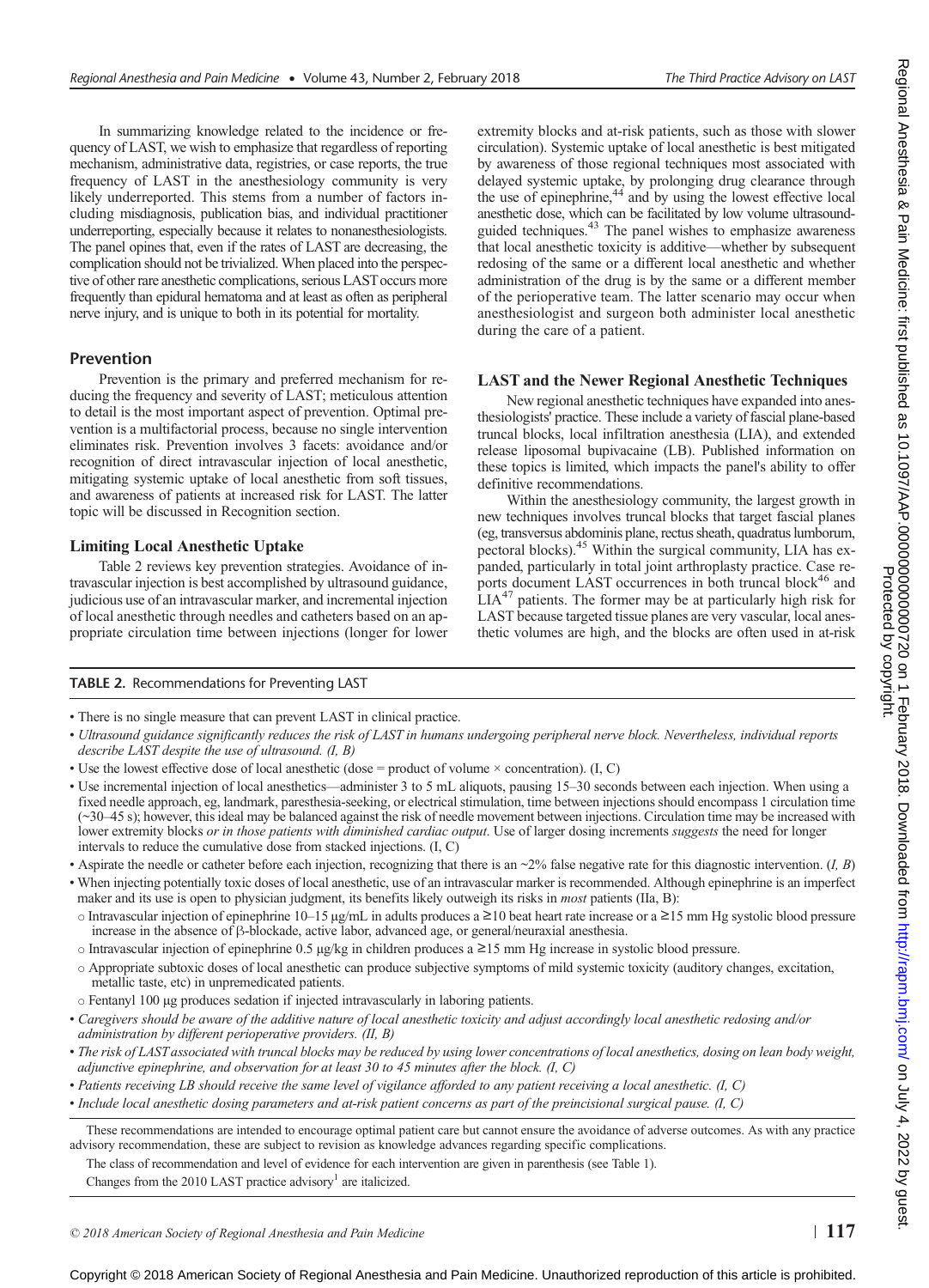In summarizing knowledge related to the incidence or frequency of LAST, we wish to emphasize that regardless of reporting mechanism, administrative data, registries, or case reports, the true frequency of LAST in the anesthesiology community is very likely underreported. This stems from a number of factors including misdiagnosis, publication bias, and individual practitioner underreporting, especially because it relates to nonanesthesiologists. The panel opines that, even if the rates of LAST are decreasing, the complication should not be trivialized. When placed into the perspective of other rare anesthetic complications, serious LAST occurs more frequently than epidural hematoma and at least as often as peripheral nerve injury, and is unique to both in its potential for mortality.

## Prevention

Prevention is the primary and preferred mechanism for reducing the frequency and severity of LAST; meticulous attention to detail is the most important aspect of prevention. Optimal prevention is a multifactorial process, because no single intervention eliminates risk. Prevention involves 3 facets: avoidance and/or recognition of direct intravascular injection of local anesthetic, mitigating systemic uptake of local anesthetic from soft tissues, and awareness of patients at increased risk for LAST. The latter topic will be discussed in Recognition section.

### Limiting Local Anesthetic Uptake

Table 2 reviews key prevention strategies. Avoidance of intravascular injection is best accomplished by ultrasound guidance, judicious use of an intravascular marker, and incremental injection of local anesthetic through needles and catheters based on an appropriate circulation time between injections (longer for lower extremity blocks and at-risk patients, such as those with slower circulation). Systemic uptake of local anesthetic is best mitigated by awareness of those regional techniques most associated with delayed systemic uptake, by prolonging drug clearance through the use of epinephrine,[44] and by using the lowest effective local anesthetic dose, which can be facilitated by low volume ultrasound-guided techniques.[43] The panel wishes to emphasize awareness that local anesthetic toxicity is additive—whether by subsequent redosing of the same or a different local anesthetic and whether administration of the drug is by the same or a different member of the perioperative team. The latter scenario may occur when anesthesiologist and surgeon both administer local anesthetic during the care of a patient.

### LAST and the Newer Regional Anesthetic Techniques

New regional anesthetic techniques have expanded into anesthesiologists' practice. These include a variety of fascial plane-based truncal blocks, local infiltration anesthesia (LIA), and extended release liposomal bupivacaine (LB). Published information on these topics is limited, which impacts the panel's ability to offer definitive recommendations.

Within the anesthesiology community, the largest growth in new techniques involves truncal blocks that target fascial planes (eg, transversus abdominis plane, rectus sheath, quadratus lumborum, pectoral blocks).[45] Within the surgical community, LIA has expanded, particularly in total joint arthroplasty practice. Case reports document LAST occurrences in both truncal block[46] and LIA[47] patients. The former may be at particularly high risk for LAST because targeted tissue planes are very vascular, local anesthetic volumes are high, and the blocks are often used in at-risk

**TABLE 2.** Recommendations for Preventing LAST

- There is no single measure that can prevent LAST in clinical practice.
- *Ultrasound guidance significantly reduces the risk of LAST in humans undergoing peripheral nerve block. Nevertheless, individual reports describe LAST despite the use of ultrasound. (I, B)*
- Use the lowest effective dose of local anesthetic (dose = product of volume × concentration). (I, C)
- Use incremental injection of local anesthetics—administer 3 to 5 mL aliquots, pausing 15–30 seconds between each injection. When using a fixed needle approach, eg, landmark, paresthesia-seeking, or electrical stimulation, time between injections should encompass 1 circulation time (~30–45 s); however, this ideal may be balanced against the risk of needle movement between injections. Circulation time may be increased with lower extremity blocks *or in those patients with diminished cardiac output*. Use of larger dosing increments *suggests* the need for longer intervals to reduce the cumulative dose from stacked injections. (I, C)
- Aspirate the needle or catheter before each injection, recognizing that there is an ~2% false negative rate for this diagnostic intervention. (*I, B*)
- When injecting potentially toxic doses of local anesthetic, use of an intravascular marker is recommended. Although epinephrine is an imperfect maker and its use is open to physician judgment, its benefits likely outweigh its risks in *most* patients (IIa, B):
  - Intravascular injection of epinephrine 10–15 μg/mL in adults produces a ≥10 beat heart rate increase or a ≥15 mm Hg systolic blood pressure increase in the absence of β-blockade, active labor, advanced age, or general/neuraxial anesthesia.
  - Intravascular injection of epinephrine 0.5 μg/kg in children produces a ≥15 mm Hg increase in systolic blood pressure.
  - Appropriate subtoxic doses of local anesthetic can produce subjective symptoms of mild systemic toxicity (auditory changes, excitation, metallic taste, etc) in unpremedicated patients.
  - Fentanyl 100 μg produces sedation if injected intravascularly in laboring patients.
- *Caregivers should be aware of the additive nature of local anesthetic toxicity and adjust accordingly local anesthetic redosing and/or administration by different perioperative providers. (II, B)*
- *The risk of LAST associated with truncal blocks may be reduced by using lower concentrations of local anesthetics, dosing on lean body weight, adjunctive epinephrine, and observation for at least 30 to 45 minutes after the block. (I, C)*
- *Patients receiving LB should receive the same level of vigilance afforded to any patient receiving a local anesthetic. (I, C)*
- *Include local anesthetic dosing parameters and at-risk patient concerns as part of the preincisional surgical pause. (I, C)*

These recommendations are intended to encourage optimal patient care but cannot ensure the avoidance of adverse outcomes. As with any practice advisory recommendation, these are subject to revision as knowledge advances regarding specific complications.

The class of recommendation and level of evidence for each intervention are given in parenthesis (see Table 1).

Changes from the 2010 LAST practice advisory[1] are italicized.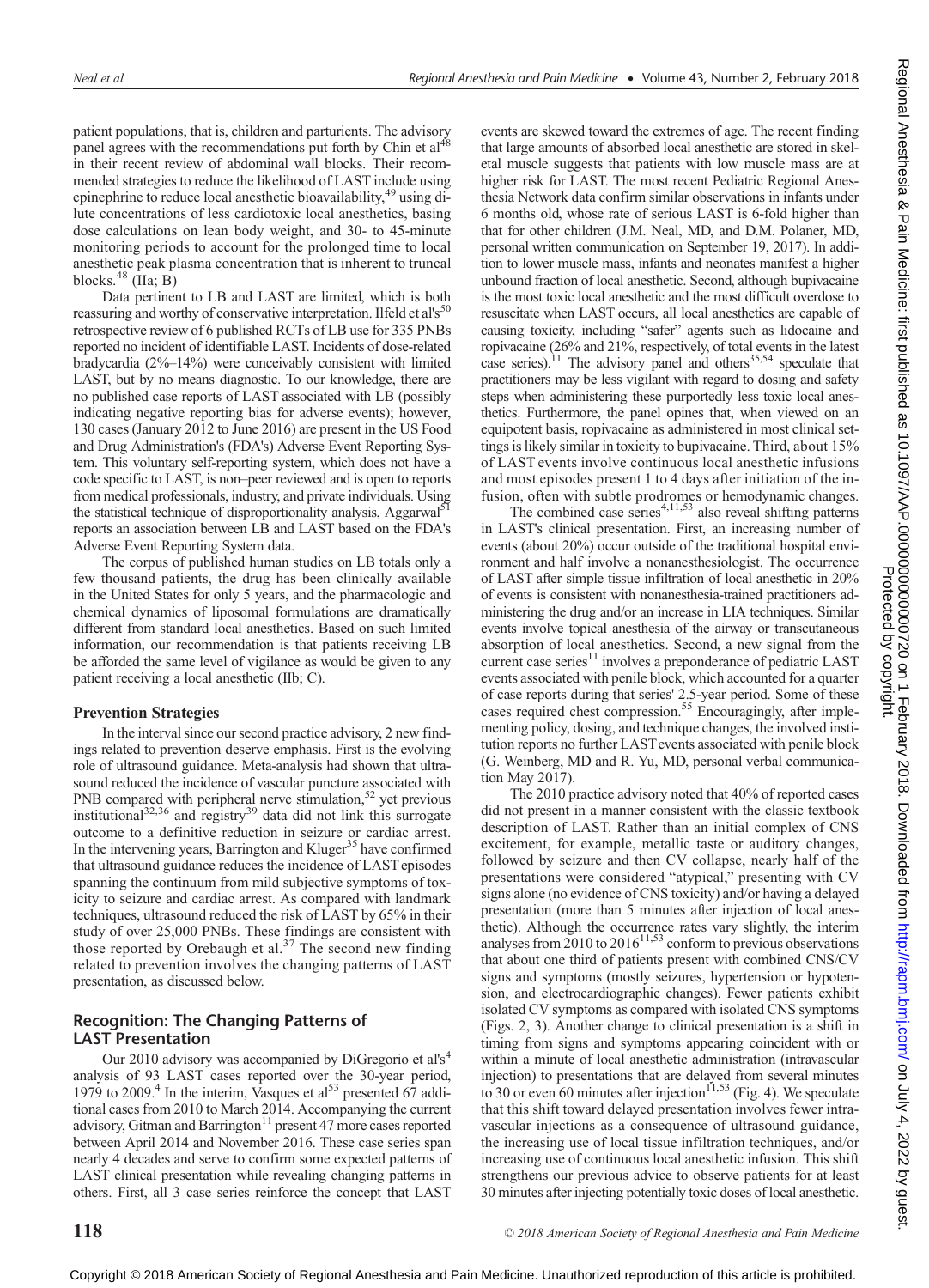patient populations, that is, children and parturients. The advisory panel agrees with the recommendations put forth by Chin et al[48] in their recent review of abdominal wall blocks. Their recommended strategies to reduce the likelihood of LAST include using epinephrine to reduce local anesthetic bioavailability,[49] using dilute concentrations of less cardiotoxic local anesthetics, basing dose calculations on lean body weight, and 30- to 45-minute monitoring periods to account for the prolonged time to local anesthetic peak plasma concentration that is inherent to truncal blocks.[48] (IIa; B)

Data pertinent to LB and LAST are limited, which is both reassuring and worthy of conservative interpretation. Ilfeld et al's[50] retrospective review of 6 published RCTs of LB use for 335 PNBs reported no incident of identifiable LAST. Incidents of dose-related bradycardia (2%–14%) were conceivably consistent with limited LAST, but by no means diagnostic. To our knowledge, there are no published case reports of LAST associated with LB (possibly indicating negative reporting bias for adverse events); however, 130 cases (January 2012 to June 2016) are present in the US Food and Drug Administration's (FDA's) Adverse Event Reporting System. This voluntary self-reporting system, which does not have a code specific to LAST, is non–peer reviewed and is open to reports from medical professionals, industry, and private individuals. Using the statistical technique of disproportionality analysis, Aggarwal[51] reports an association between LB and LAST based on the FDA's Adverse Event Reporting System data.

The corpus of published human studies on LB totals only a few thousand patients, the drug has been clinically available in the United States for only 5 years, and the pharmacologic and chemical dynamics of liposomal formulations are dramatically different from standard local anesthetics. Based on such limited information, our recommendation is that patients receiving LB be afforded the same level of vigilance as would be given to any patient receiving a local anesthetic (IIb; C).

### Prevention Strategies

In the interval since our second practice advisory, 2 new findings related to prevention deserve emphasis. First is the evolving role of ultrasound guidance. Meta-analysis had shown that ultrasound reduced the incidence of vascular puncture associated with PNB compared with peripheral nerve stimulation,[52] yet previous institutional[32,36] and registry[39] data did not link this surrogate outcome to a definitive reduction in seizure or cardiac arrest. In the intervening years, Barrington and Kluger[35] have confirmed that ultrasound guidance reduces the incidence of LAST episodes spanning the continuum from mild subjective symptoms of toxicity to seizure and cardiac arrest. As compared with landmark techniques, ultrasound reduced the risk of LAST by 65% in their study of over 25,000 PNBs. These findings are consistent with those reported by Orebaugh et al.[37] The second new finding related to prevention involves the changing patterns of LAST presentation, as discussed below.

## Recognition: The Changing Patterns of LAST Presentation

Our 2010 advisory was accompanied by DiGregorio et al's[4] analysis of 93 LAST cases reported over the 30-year period, 1979 to 2009.[4] In the interim, Vasques et al[53] presented 67 additional cases from 2010 to March 2014. Accompanying the current advisory, Gitman and Barrington[11] present 47 more cases reported between April 2014 and November 2016. These case series span nearly 4 decades and serve to confirm some expected patterns of LAST clinical presentation while revealing changing patterns in others. First, all 3 case series reinforce the concept that LAST events are skewed toward the extremes of age. The recent finding that large amounts of absorbed local anesthetic are stored in skeletal muscle suggests that patients with low muscle mass are at higher risk for LAST. The most recent Pediatric Regional Anesthesia Network data confirm similar observations in infants under 6 months old, whose rate of serious LAST is 6-fold higher than that for other children (J.M. Neal, MD, and D.M. Polaner, MD, personal written communication on September 19, 2017). In addition to lower muscle mass, infants and neonates manifest a higher unbound fraction of local anesthetic. Second, although bupivacaine is the most toxic local anesthetic and the most difficult overdose to resuscitate when LAST occurs, all local anesthetics are capable of causing toxicity, including "safer" agents such as lidocaine and ropivacaine (26% and 21%, respectively, of total events in the latest case series).[11] The advisory panel and others[35,54] speculate that practitioners may be less vigilant with regard to dosing and safety steps when administering these purportedly less toxic local anesthetics. Furthermore, the panel opines that, when viewed on an equipotent basis, ropivacaine as administered in most clinical settings is likely similar in toxicity to bupivacaine. Third, about 15% of LAST events involve continuous local anesthetic infusions and most episodes present 1 to 4 days after initiation of the infusion, often with subtle prodromes or hemodynamic changes.

The combined case series[4,11,53] also reveal shifting patterns in LAST's clinical presentation. First, an increasing number of events (about 20%) occur outside of the traditional hospital environment and half involve a nonanesthesiologist. The occurrence of LAST after simple tissue infiltration of local anesthetic in 20% of events is consistent with nonanesthesia-trained practitioners administering the drug and/or an increase in LIA techniques. Similar events involve topical anesthesia of the airway or transcutaneous absorption of local anesthetics. Second, a new signal from the current case series[11] involves a preponderance of pediatric LAST events associated with penile block, which accounted for a quarter of case reports during that series' 2.5-year period. Some of these cases required chest compression.[55] Encouragingly, after implementing policy, dosing, and technique changes, the involved institution reports no further LAST events associated with penile block (G. Weinberg, MD and R. Yu, MD, personal verbal communication May 2017).

The 2010 practice advisory noted that 40% of reported cases did not present in a manner consistent with the classic textbook description of LAST. Rather than an initial complex of CNS excitement, for example, metallic taste or auditory changes, followed by seizure and then CV collapse, nearly half of the presentations were considered "atypical," presenting with CV signs alone (no evidence of CNS toxicity) and/or having a delayed presentation (more than 5 minutes after injection of local anesthetic). Although the occurrence rates vary slightly, the interim analyses from 2010 to 2016[11,53] conform to previous observations that about one third of patients present with combined CNS/CV signs and symptoms (mostly seizures, hypertension or hypotension, and electrocardiographic changes). Fewer patients exhibit isolated CV symptoms as compared with isolated CNS symptoms (Figs. 2, 3). Another change to clinical presentation is a shift in timing from signs and symptoms appearing coincident with or within a minute of local anesthetic administration (intravascular injection) to presentations that are delayed from several minutes to 30 or even 60 minutes after injection[11,53] (Fig. 4). We speculate that this shift toward delayed presentation involves fewer intravascular injections as a consequence of ultrasound guidance, the increasing use of local tissue infiltration techniques, and/or increasing use of continuous local anesthetic infusion. This shift strengthens our previous advice to observe patients for at least 30 minutes after injecting potentially toxic doses of local anesthetic.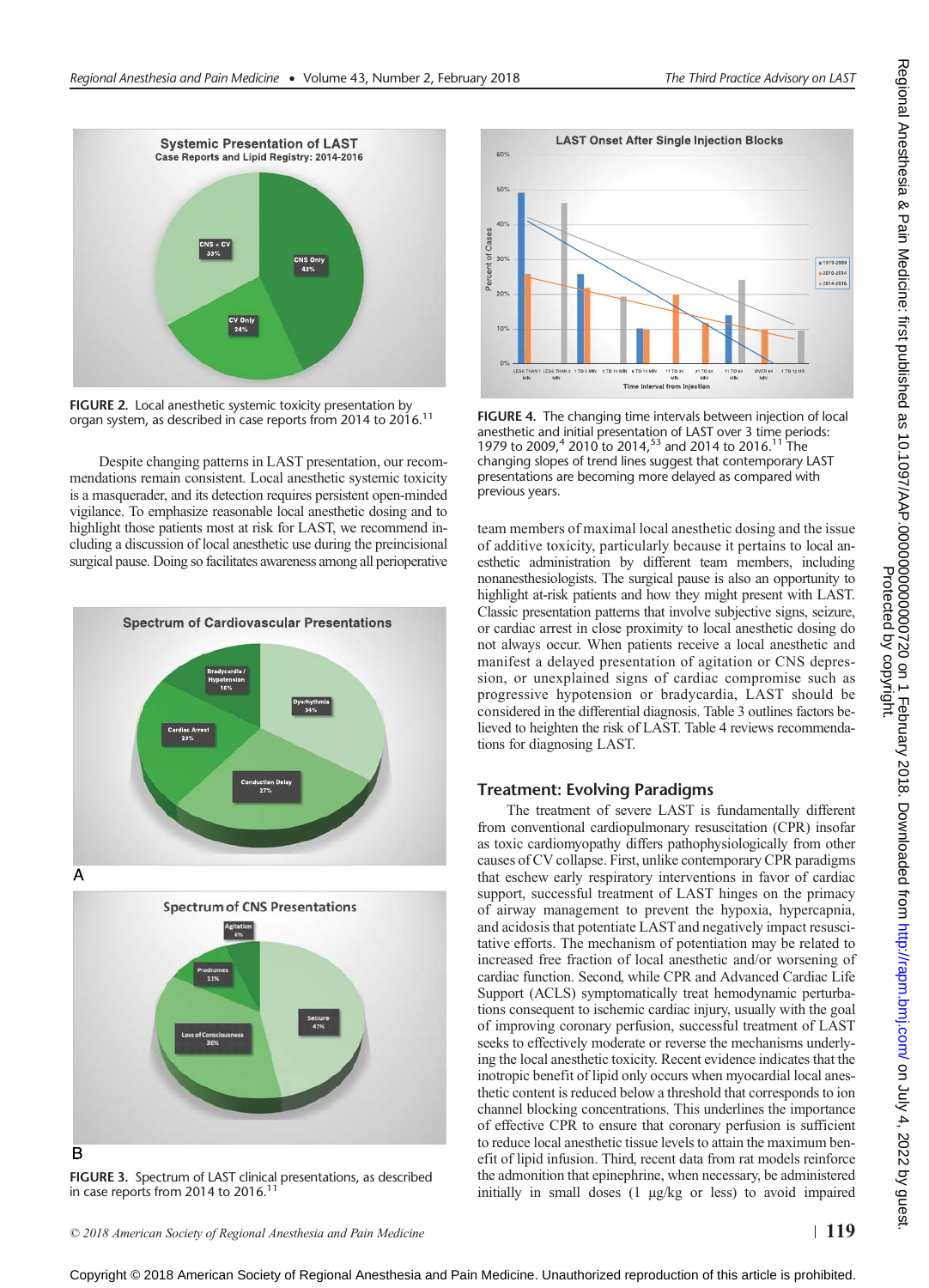FIGURE 2. Local anesthetic systemic toxicity presentation by organ system, as described in case reports from 2014 to 2016.[11]

Despite changing patterns in LAST presentation, our recommendations remain consistent. Local anesthetic systemic toxicity is a masquerader, and its detection requires persistent open-minded vigilance. To emphasize reasonable local anesthetic dosing and to highlight those patients most at risk for LAST, we recommend including a discussion of local anesthetic use during the preincisional surgical pause. Doing so facilitates awareness among all perioperative team members of maximal local anesthetic dosing and the issue of additive toxicity, particularly because it pertains to local anesthetic administration by different team members, including nonanesthesiologists. The surgical pause is also an opportunity to highlight at-risk patients and how they might present with LAST. Classic presentation patterns that involve subjective signs, seizure, or cardiac arrest in close proximity to local anesthetic dosing do not always occur. When patients receive a local anesthetic and manifest a delayed presentation of agitation or CNS depression, or unexplained signs of cardiac compromise such as progressive hypotension or bradycardia, LAST should be considered in the differential diagnosis. Table 3 outlines factors believed to heighten the risk of LAST. Table 4 reviews recommendations for diagnosing LAST.

FIGURE 3. Spectrum of LAST clinical presentations, as described in case reports from 2014 to 2016.[11]

FIGURE 4. The changing time intervals between injection of local anesthetic and initial presentation of LAST over 3 time periods: 1979 to 2009,[4] 2010 to 2014,[53] and 2014 to 2016.[11] The changing slopes of trend lines suggest that contemporary LAST presentations are becoming more delayed as compared with previous years.

## Treatment: Evolving Paradigms

The treatment of severe LAST is fundamentally different from conventional cardiopulmonary resuscitation (CPR) insofar as toxic cardiomyopathy differs pathophysiologically from other causes of CV collapse. First, unlike contemporary CPR paradigms that eschew early respiratory interventions in favor of cardiac support, successful treatment of LAST hinges on the primacy of airway management to prevent the hypoxia, hypercapnia, and acidosis that potentiate LAST and negatively impact resuscitative efforts. The mechanism of potentiation may be related to increased free fraction of local anesthetic and/or worsening of cardiac function. Second, while CPR and Advanced Cardiac Life Support (ACLS) symptomatically treat hemodynamic perturbations consequent to ischemic cardiac injury, usually with the goal of improving coronary perfusion, successful treatment of LAST seeks to effectively moderate or reverse the mechanisms underlying the local anesthetic toxicity. Recent evidence indicates that the inotropic benefit of lipid only occurs when myocardial local anesthetic content is reduced below a threshold that corresponds to ion channel blocking concentrations. This underlines the importance of effective CPR to ensure that coronary perfusion is sufficient to reduce local anesthetic tissue levels to attain the maximum benefit of lipid infusion. Third, recent data from rat models reinforce the admonition that epinephrine, when necessary, be administered initially in small doses (1 μg/kg or less) to avoid impaired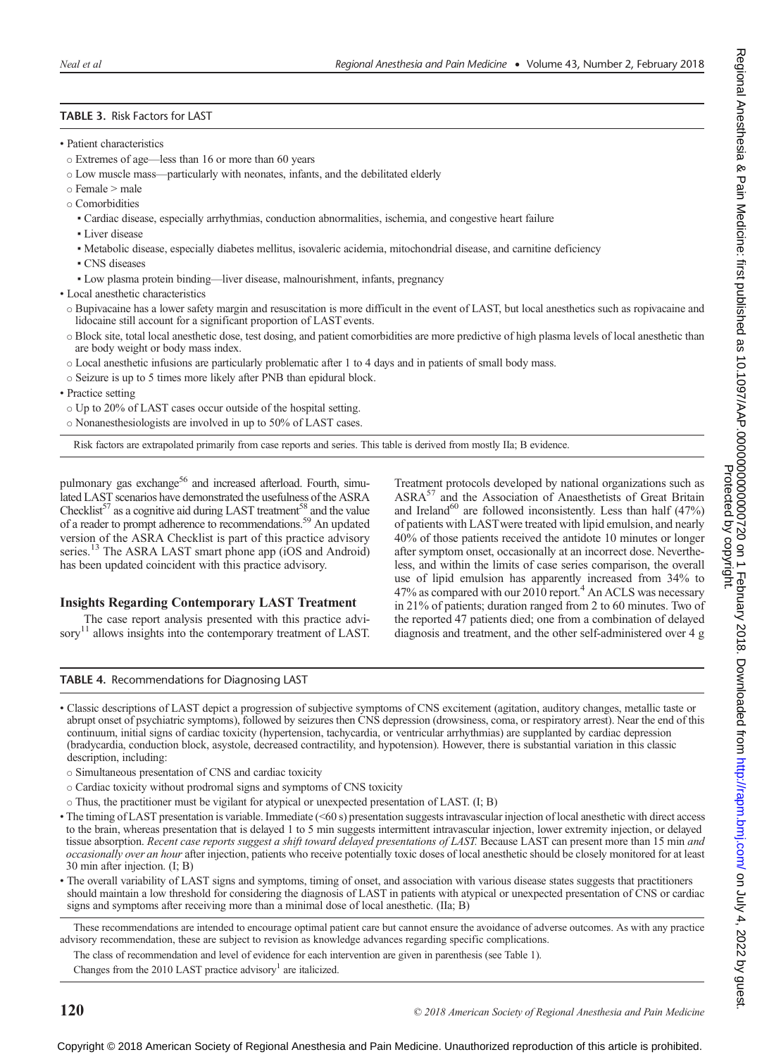**TABLE 3.** Risk Factors for LAST

- Patient characteristics
  - Extremes of age—less than 16 or more than 60 years
  - Low muscle mass—particularly with neonates, infants, and the debilitated elderly
  - Female > male
  - Comorbidities
    - Cardiac disease, especially arrhythmias, conduction abnormalities, ischemia, and congestive heart failure
    - Liver disease
    - Metabolic disease, especially diabetes mellitus, isovaleric acidemia, mitochondrial disease, and carnitine deficiency
    - CNS diseases
    - Low plasma protein binding—liver disease, malnourishment, infants, pregnancy
- Local anesthetic characteristics
  - Bupivacaine has a lower safety margin and resuscitation is more difficult in the event of LAST, but local anesthetics such as ropivacaine and lidocaine still account for a significant proportion of LAST events.
  - Block site, total local anesthetic dose, test dosing, and patient comorbidities are more predictive of high plasma levels of local anesthetic than are body weight or body mass index.
  - Local anesthetic infusions are particularly problematic after 1 to 4 days and in patients of small body mass.
  - Seizure is up to 5 times more likely after PNB than epidural block.
- Practice setting
  - Up to 20% of LAST cases occur outside of the hospital setting.
  - Nonanesthesiologists are involved in up to 50% of LAST cases.

Risk factors are extrapolated primarily from case reports and series. This table is derived from mostly IIa; B evidence.

pulmonary gas exchange[56] and increased afterload. Fourth, simulated LAST scenarios have demonstrated the usefulness of the ASRA Checklist[57] as a cognitive aid during LAST treatment[58] and the value of a reader to prompt adherence to recommendations.[59] An updated version of the ASRA Checklist is part of this practice advisory series.[13] The ASRA LAST smart phone app (iOS and Android) has been updated coincident with this practice advisory.

## Insights Regarding Contemporary LAST Treatment

The case report analysis presented with this practice advisory[11] allows insights into the contemporary treatment of LAST. Treatment protocols developed by national organizations such as ASRA[57] and the Association of Anaesthetists of Great Britain and Ireland[60] are followed inconsistently. Less than half (47%) of patients with LAST were treated with lipid emulsion, and nearly 40% of those patients received the antidote 10 minutes or longer after symptom onset, occasionally at an incorrect dose. Nevertheless, and within the limits of case series comparison, the overall use of lipid emulsion has apparently increased from 34% to 47% as compared with our 2010 report.[4] An ACLS was necessary in 21% of patients; duration ranged from 2 to 60 minutes. Two of the reported 47 patients died; one from a combination of delayed diagnosis and treatment, and the other self-administered over 4 g

**TABLE 4.** Recommendations for Diagnosing LAST

- Classic descriptions of LAST depict a progression of subjective symptoms of CNS excitement (agitation, auditory changes, metallic taste or abrupt onset of psychiatric symptoms), followed by seizures then CNS depression (drowsiness, coma, or respiratory arrest). Near the end of this continuum, initial signs of cardiac toxicity (hypertension, tachycardia, or ventricular arrhythmias) are supplanted by cardiac depression (bradycardia, conduction block, asystole, decreased contractility, and hypotension). However, there is substantial variation in this classic description, including:
  - Simultaneous presentation of CNS and cardiac toxicity
  - Cardiac toxicity without prodromal signs and symptoms of CNS toxicity
  - Thus, the practitioner must be vigilant for atypical or unexpected presentation of LAST. (I; B)
- The timing of LAST presentation is variable. Immediate (<60 s) presentation suggests intravascular injection of local anesthetic with direct access to the brain, whereas presentation that is delayed 1 to 5 min suggests intermittent intravascular injection, lower extremity injection, or delayed tissue absorption. *Recent case reports suggest a shift toward delayed presentations of LAST.* Because LAST can present more than 15 min *and occasionally over an hour* after injection, patients who receive potentially toxic doses of local anesthetic should be closely monitored for at least 30 min after injection. (I; B)
- The overall variability of LAST signs and symptoms, timing of onset, and association with various disease states suggests that practitioners should maintain a low threshold for considering the diagnosis of LAST in patients with atypical or unexpected presentation of CNS or cardiac signs and symptoms after receiving more than a minimal dose of local anesthetic. (IIa; B)

These recommendations are intended to encourage optimal patient care but cannot ensure the avoidance of adverse outcomes. As with any practice advisory recommendation, these are subject to revision as knowledge advances regarding specific complications.

The class of recommendation and level of evidence for each intervention are given in parenthesis (see Table 1).

Changes from the 2010 LAST practice advisory[1] are italicized.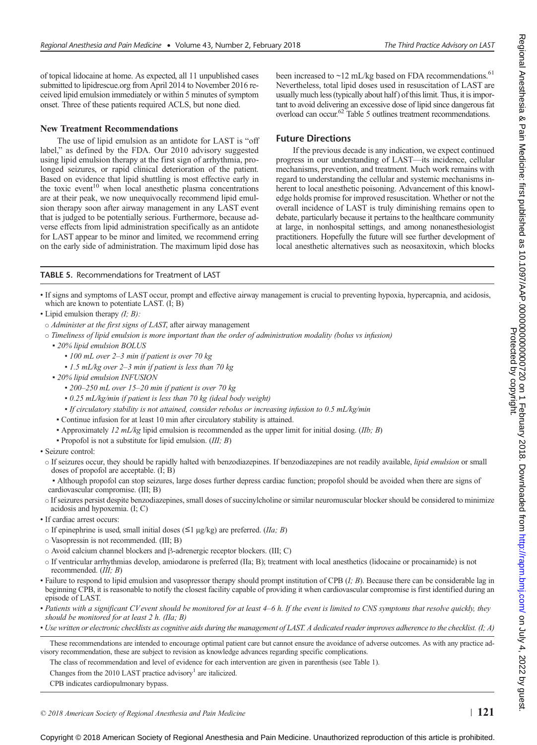of topical lidocaine at home. As expected, all 11 unpublished cases submitted to lipidrescue.org from April 2014 to November 2016 received lipid emulsion immediately or within 5 minutes of symptom onset. Three of these patients required ACLS, but none died.

### New Treatment Recommendations

The use of lipid emulsion as an antidote for LAST is "off label," as defined by the FDA. Our 2010 advisory suggested using lipid emulsion therapy at the first sign of arrhythmia, prolonged seizures, or rapid clinical deterioration of the patient. Based on evidence that lipid shuttling is most effective early in the toxic event[10] when local anesthetic plasma concentrations are at their peak, we now unequivocally recommend lipid emulsion therapy soon after airway management in any LAST event that is judged to be potentially serious. Furthermore, because adverse effects from lipid administration specifically as an antidote for LAST appear to be minor and limited, we recommend erring on the early side of administration. The maximum lipid dose has been increased to ~12 mL/kg based on FDA recommendations.[61] Nevertheless, total lipid doses used in resuscitation of LAST are usually much less (typically about half) of this limit. Thus, it is important to avoid delivering an excessive dose of lipid since dangerous fat overload can occur.[62] Table 5 outlines treatment recommendations.

## Future Directions

If the previous decade is any indication, we expect continued progress in our understanding of LAST—its incidence, cellular mechanisms, prevention, and treatment. Much work remains with regard to understanding the cellular and systemic mechanisms inherent to local anesthetic poisoning. Advancement of this knowledge holds promise for improved resuscitation. Whether or not the overall incidence of LAST is truly diminishing remains open to debate, particularly because it pertains to the healthcare community at large, in nonhospital settings, and among nonanesthesiologist practitioners. Hopefully the future will see further development of local anesthetic alternatives such as neosaxitoxin, which blocks

**TABLE 5.** Recommendations for Treatment of LAST

- If signs and symptoms of LAST occur, prompt and effective airway management is crucial to preventing hypoxia, hypercapnia, and acidosis, which are known to potentiate LAST. (I; B)
- Lipid emulsion therapy *(I; B)*:
  - *Administer at the first signs of LAST*, after airway management
  - *Timeliness of lipid emulsion is more important than the order of administration modality (bolus vs infusion)*
    - *20% lipid emulsion BOLUS*
      - *100 mL over 2–3 min if patient is over 70 kg*
      - *1.5 mL/kg over 2–3 min if patient is less than 70 kg*
    - *20% lipid emulsion INFUSION*
      - *200–250 mL over 15–20 min if patient is over 70 kg*
      - *0.25 mL/kg/min if patient is less than 70 kg (ideal body weight)*
      - *If circulatory stability is not attained, consider rebolus or increasing infusion to 0.5 mL/kg/min*
    - Continue infusion for at least 10 min after circulatory stability is attained.
    - Approximately *12 mL/kg* lipid emulsion is recommended as the upper limit for initial dosing. (*IIb; B*)
    - Propofol is not a substitute for lipid emulsion. (*III; B*)
- Seizure control:
  - If seizures occur, they should be rapidly halted with benzodiazepines. If benzodiazepines are not readily available, *lipid emulsion* or small doses of propofol are acceptable. (I; B)
    - Although propofol can stop seizures, large doses further depress cardiac function; propofol should be avoided when there are signs of cardiovascular compromise. (III; B)
  - If seizures persist despite benzodiazepines, small doses of succinylcholine or similar neuromuscular blocker should be considered to minimize acidosis and hypoxemia. (I; C)
- If cardiac arrest occurs:
  - If epinephrine is used, small initial doses (≤1 μg/kg) are preferred. (*IIa; B*)
  - Vasopressin is not recommended. (III; B)
  - Avoid calcium channel blockers and β-adrenergic receptor blockers. (III; C)
  - If ventricular arrhythmias develop, amiodarone is preferred (IIa; B); treatment with local anesthetics (lidocaine or procainamide) is not recommended. (*III; B*)
- Failure to respond to lipid emulsion and vasopressor therapy should prompt institution of CPB (*I; B*). Because there can be considerable lag in beginning CPB, it is reasonable to notify the closest facility capable of providing it when cardiovascular compromise is first identified during an episode of LAST.
- *Patients with a significant CV event should be monitored for at least 4–6 h. If the event is limited to CNS symptoms that resolve quickly, they should be monitored for at least 2 h. (IIa; B)*
- *Use written or electronic checklists as cognitive aids during the management of LAST. A dedicated reader improves adherence to the checklist. (I; A)*

These recommendations are intended to encourage optimal patient care but cannot ensure the avoidance of adverse outcomes. As with any practice advisory recommendation, these are subject to revision as knowledge advances regarding specific complications.

The class of recommendation and level of evidence for each intervention are given in parenthesis (see Table 1).

Changes from the 2010 LAST practice advisory[1] are italicized.

CPB indicates cardiopulmonary bypass.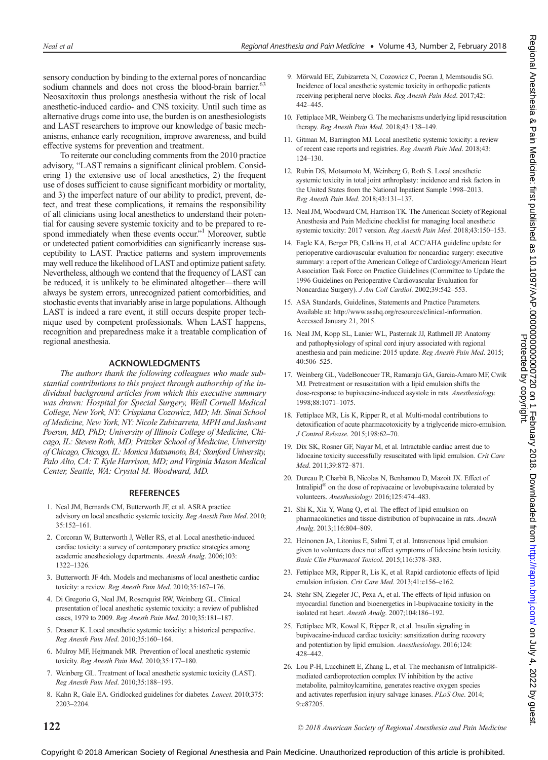sensory conduction by binding to the external pores of noncardiac sodium channels and does not cross the blood-brain barrier.[63] Neosaxitoxin thus prolongs anesthesia without the risk of local anesthetic-induced cardio- and CNS toxicity. Until such time as alternative drugs come into use, the burden is on anesthesiologists and LAST researchers to improve our knowledge of basic mechanisms, enhance early recognition, improve awareness, and build effective systems for prevention and treatment.

To reiterate our concluding comments from the 2010 practice advisory, "LAST remains a significant clinical problem. Considering 1) the extensive use of local anesthetics, 2) the frequent use of doses sufficient to cause significant morbidity or mortality, and 3) the imperfect nature of our ability to predict, prevent, detect, and treat these complications, it remains the responsibility of all clinicians using local anesthetics to understand their potential for causing severe systemic toxicity and to be prepared to respond immediately when these events occur."[1] Moreover, subtle or undetected patient comorbidities can significantly increase susceptibility to LAST. Practice patterns and system improvements may well reduce the likelihood of LAST and optimize patient safety. Nevertheless, although we contend that the frequency of LAST can be reduced, it is unlikely to be eliminated altogether—there will always be system errors, unrecognized patient comorbidities, and stochastic events that invariably arise in large populations. Although LAST is indeed a rare event, it still occurs despite proper technique used by competent professionals. When LAST happens, recognition and preparedness make it a treatable complication of regional anesthesia.

## ACKNOWLEDGMENTS

*The authors thank the following colleagues who made substantial contributions to this project through authorship of the individual background articles from which this executive summary was drawn: Hospital for Special Surgery, Weill Cornell Medical College, New York, NY: Crispiana Cozowicz, MD; Mt. Sinai School of Medicine, New York, NY: Nicole Zubizarreta, MPH and Jashvant Poeran, MD, PhD; University of Illinois College of Medicine, Chicago, IL: Steven Roth, MD; Pritzker School of Medicine, University of Chicago, Chicago, IL: Monica Matsumoto, BA; Stanford University, Palo Alto, CA: T. Kyle Harrison, MD; and Virginia Mason Medical Center, Seattle, WA: Crystal M. Woodward, MD.*

## REFERENCES

1. Neal JM, Bernards CM, Butterworth JF, et al. ASRA practice advisory on local anesthetic systemic toxicity. *Reg Anesth Pain Med*. 2010; 35:152–161.
2. Corcoran W, Butterworth J, Weller RS, et al. Local anesthetic-induced cardiac toxicity: a survey of contemporary practice strategies among academic anesthesiology departments. *Anesth Analg*. 2006;103: 1322–1326.
3. Butterworth JF 4rh. Models and mechanisms of local anesthetic cardiac toxicity: a review. *Reg Anesth Pain Med*. 2010;35:167–176.
4. Di Gregorio G, Neal JM, Rosenquist RW, Weinberg GL. Clinical presentation of local anesthetic systemic toxicity: a review of published cases, 1979 to 2009. *Reg Anesth Pain Med*. 2010;35:181–187.
5. Drasner K. Local anesthetic systemic toxicity: a historical perspective. *Reg Anesth Pain Med*. 2010;35:160–164.
6. Mulroy MF, Hejtmanek MR. Prevention of local anesthetic systemic toxicity. *Reg Anesth Pain Med*. 2010;35:177–180.
7. Weinberg GL. Treatment of local anesthetic systemic toxicity (LAST). *Reg Anesth Pain Med*. 2010;35:188–193.
8. Kahn R, Gale EA. Gridlocked guidelines for diabetes. *Lancet*. 2010;375: 2203–2204.
9. Mörwald EE, Zubizarreta N, Cozowicz C, Poeran J, Memtsoudis SG. Incidence of local anesthetic systemic toxicity in orthopedic patients receiving peripheral nerve blocks. *Reg Anesth Pain Med*. 2017;42: 442–445.
10. Fettiplace MR, Weinberg G. The mechanisms underlying lipid resuscitation therapy. *Reg Anesth Pain Med*. 2018;43:138–149.
11. Gitman M, Barrington MJ. Local anesthetic systemic toxicity: a review of recent case reports and registries. *Reg Anesth Pain Med*. 2018;43: 124–130.
12. Rubin DS, Motsumoto M, Weinberg G, Roth S. Local anesthetic systemic toxicity in total joint arthroplasty: incidence and risk factors in the United States from the National Inpatient Sample 1998–2013. *Reg Anesth Pain Med*. 2018;43:131–137.
13. Neal JM, Woodward CM, Harrison TK. The American Society of Regional Anesthesia and Pain Medicine checklist for managing local anesthetic systemic toxicity: 2017 version. *Reg Anesth Pain Med*. 2018;43:150–153.
14. Eagle KA, Berger PB, Calkins H, et al. ACC/AHA guideline update for perioperative cardiovascular evaluation for noncardiac surgery: executive summary: a report of the American College of Cardiology/American Heart Association Task Force on Practice Guidelines (Committee to Update the 1996 Guidelines on Perioperative Cardiovascular Evaluation for Noncardiac Surgery). *J Am Coll Cardiol*. 2002;39:542–553.
15. ASA Standards, Guidelines, Statements and Practice Parameters. Available at: http://www.asahq.org/resources/clinical-information. Accessed January 21, 2015.
16. Neal JM, Kopp SL, Lanier WL, Pasternak JJ, Rathmell JP. Anatomy and pathophysiology of spinal cord injury associated with regional anesthesia and pain medicine: 2015 update. *Reg Anesth Pain Med*. 2015; 40:506–525.
17. Weinberg GL, VadeBoncouer TR, Ramaraju GA, Garcia-Amaro MF, Cwik MJ. Pretreatment or resuscitation with a lipid emulsion shifts the dose-response to bupivacaine-induced asystole in rats. *Anesthesiology*. 1998;88:1071–1075.
18. Fettiplace MR, Lis K, Ripper R, et al. Multi-modal contributions to detoxification of acute pharmacotoxicity by a triglyceride micro-emulsion. *J Control Release*. 2015;198:62–70.
19. Dix SK, Rosner GF, Nayar M, et al. Intractable cardiac arrest due to lidocaine toxicity successfully resuscitated with lipid emulsion. *Crit Care Med*. 2011;39:872–871.
20. Dureau P, Charbit B, Nicolas N, Benhamou D, Mazoit JX. Effect of Intralipid® on the dose of ropivacaine or levobupivacaine tolerated by volunteers. *Anesthesiology*. 2016;125:474–483.
21. Shi K, Xia Y, Wang Q, et al. The effect of lipid emulsion on pharmacokinetics and tissue distribution of bupivacaine in rats. *Anesth Analg*. 2013;116:804–809.
22. Heinonen JA, Litonius E, Salmi T, et al. Intravenous lipid emulsion given to volunteers does not affect symptoms of lidocaine brain toxicity. *Basic Clin Pharmacol Toxicol*. 2015;116:378–383.
23. Fettiplace MR, Ripper R, Lis K, et al. Rapid cardiotonic effects of lipid emulsion infusion. *Crit Care Med*. 2013;41:e156–e162.
24. Stehr SN, Ziegeler JC, Pexa A, et al. The effects of lipid infusion on myocardial function and bioenergetics in l-bupivacaine toxicity in the isolated rat heart. *Anesth Analg*. 2007;104:186–192.
25. Fettiplace MR, Kowal K, Ripper R, et al. Insulin signaling in bupivacaine-induced cardiac toxicity: sensitization during recovery and potentiation by lipid emulsion. *Anesthesiology*. 2016;124: 428–442.
26. Lou P-H, Lucchinett E, Zhang L, et al. The mechanism of Intralipid®-mediated cardioprotection complex IV inhibition by the active metabolite, palmitoylcarnitine, generates reactive oxygen species and activates reperfusion injury salvage kinases. *PLoS One*. 2014; 9:e87205.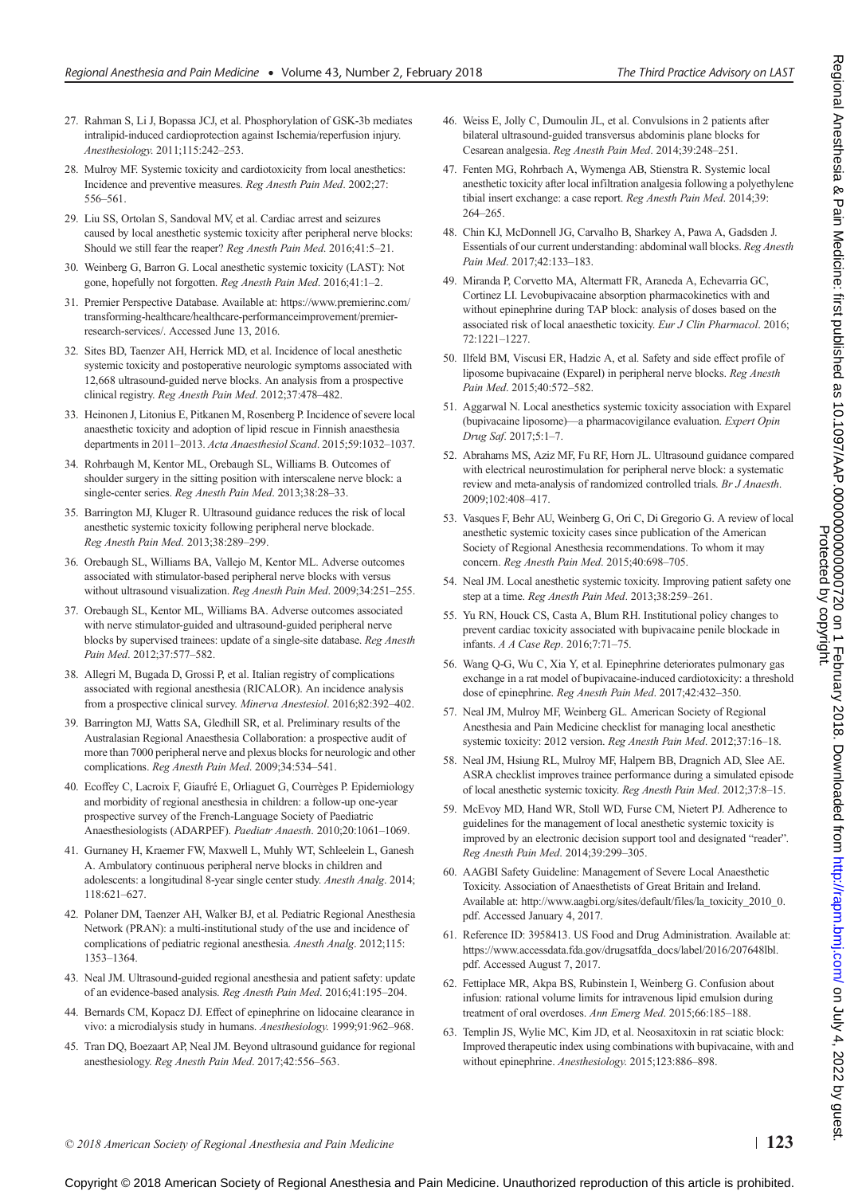27. Rahman S, Li J, Bopassa JCJ, et al. Phosphorylation of GSK-3b mediates intralipid-induced cardioprotection against Ischemia/reperfusion injury. *Anesthesiology*. 2011;115:242–253.
28. Mulroy MF. Systemic toxicity and cardiotoxicity from local anesthetics: Incidence and preventive measures. *Reg Anesth Pain Med*. 2002;27: 556–561.
29. Liu SS, Ortolan S, Sandoval MV, et al. Cardiac arrest and seizures caused by local anesthetic systemic toxicity after peripheral nerve blocks: Should we still fear the reaper? *Reg Anesth Pain Med*. 2016;41:5–21.
30. Weinberg G, Barron G. Local anesthetic systemic toxicity (LAST): Not gone, hopefully not forgotten. *Reg Anesth Pain Med*. 2016;41:1–2.
31. Premier Perspective Database. Available at: https://www.premierinc.com/transforming-healthcare/healthcare-performanceimprovement/premier-research-services/. Accessed June 13, 2016.
32. Sites BD, Taenzer AH, Herrick MD, et al. Incidence of local anesthetic systemic toxicity and postoperative neurologic symptoms associated with 12,668 ultrasound-guided nerve blocks. An analysis from a prospective clinical registry. *Reg Anesth Pain Med*. 2012;37:478–482.
33. Heinonen J, Litonius E, Pitkanen M, Rosenberg P. Incidence of severe local anaesthetic toxicity and adoption of lipid rescue in Finnish anaesthesia departments in 2011–2013. *Acta Anaesthesiol Scand*. 2015;59:1032–1037.
34. Rohrbaugh M, Kentor ML, Orebaugh SL, Williams B. Outcomes of shoulder surgery in the sitting position with interscalene nerve block: a single-center series. *Reg Anesth Pain Med*. 2013;38:28–33.
35. Barrington MJ, Kluger R. Ultrasound guidance reduces the risk of local anesthetic systemic toxicity following peripheral nerve blockade. *Reg Anesth Pain Med*. 2013;38:289–299.
36. Orebaugh SL, Williams BA, Vallejo M, Kentor ML. Adverse outcomes associated with stimulator-based peripheral nerve blocks with versus without ultrasound visualization. *Reg Anesth Pain Med*. 2009;34:251–255.
37. Orebaugh SL, Kentor ML, Williams BA. Adverse outcomes associated with nerve stimulator-guided and ultrasound-guided peripheral nerve blocks by supervised trainees: update of a single-site database. *Reg Anesth Pain Med*. 2012;37:577–582.
38. Allegri M, Bugada D, Grossi P, et al. Italian registry of complications associated with regional anesthesia (RICALOR). An incidence analysis from a prospective clinical survey. *Minerva Anestesiol*. 2016;82:392–402.
39. Barrington MJ, Watts SA, Gledhill SR, et al. Preliminary results of the Australasian Regional Anaesthesia Collaboration: a prospective audit of more than 7000 peripheral nerve and plexus blocks for neurologic and other complications. *Reg Anesth Pain Med*. 2009;34:534–541.
40. Ecoffey C, Lacroix F, Giaufré E, Orliaguet G, Courrèges P. Epidemiology and morbidity of regional anesthesia in children: a follow-up one-year prospective survey of the French-Language Society of Paediatric Anaesthesiologists (ADARPEF). *Paediatr Anaesth*. 2010;20:1061–1069.
41. Gurnaney H, Kraemer FW, Maxwell L, Muhly WT, Schleelein L, Ganesh A. Ambulatory continuous peripheral nerve blocks in children and adolescents: a longitudinal 8-year single center study. *Anesth Analg*. 2014; 118:621–627.
42. Polaner DM, Taenzer AH, Walker BJ, et al. Pediatric Regional Anesthesia Network (PRAN): a multi-institutional study of the use and incidence of complications of pediatric regional anesthesia. *Anesth Analg*. 2012;115: 1353–1364.
43. Neal JM. Ultrasound-guided regional anesthesia and patient safety: update of an evidence-based analysis. *Reg Anesth Pain Med*. 2016;41:195–204.
44. Bernards CM, Kopacz DJ. Effect of epinephrine on lidocaine clearance in vivo: a microdialysis study in humans. *Anesthesiology*. 1999;91:962–968.
45. Tran DQ, Boezaart AP, Neal JM. Beyond ultrasound guidance for regional anesthesiology. *Reg Anesth Pain Med*. 2017;42:556–563.
46. Weiss E, Jolly C, Dumoulin JL, et al. Convulsions in 2 patients after bilateral ultrasound-guided transversus abdominis plane blocks for Cesarean analgesia. *Reg Anesth Pain Med*. 2014;39:248–251.
47. Fenten MG, Rohrbach A, Wymenga AB, Stienstra R. Systemic local anesthetic toxicity after local infiltration analgesia following a polyethylene tibial insert exchange: a case report. *Reg Anesth Pain Med*. 2014;39: 264–265.
48. Chin KJ, McDonnell JG, Carvalho B, Sharkey A, Pawa A, Gadsden J. Essentials of our current understanding: abdominal wall blocks. *Reg Anesth Pain Med*. 2017;42:133–183.
49. Miranda P, Corvetto MA, Altermatt FR, Araneda A, Echevarria GC, Cortinez LI. Levobupivacaine absorption pharmacokinetics with and without epinephrine during TAP block: analysis of doses based on the associated risk of local anaesthetic toxicity. *Eur J Clin Pharmacol*. 2016; 72:1221–1227.
50. Ilfeld BM, Viscusi ER, Hadzic A, et al. Safety and side effect profile of liposome bupivacaine (Exparel) in peripheral nerve blocks. *Reg Anesth Pain Med*. 2015;40:572–582.
51. Aggarwal N. Local anesthetics systemic toxicity association with Exparel (bupivacaine liposome)—a pharmacovigilance evaluation. *Expert Opin Drug Saf*. 2017;5:1–7.
52. Abrahams MS, Aziz MF, Fu RF, Horn JL. Ultrasound guidance compared with electrical neurostimulation for peripheral nerve block: a systematic review and meta-analysis of randomized controlled trials. *Br J Anaesth*. 2009;102:408–417.
53. Vasques F, Behr AU, Weinberg G, Ori C, Di Gregorio G. A review of local anesthetic systemic toxicity cases since publication of the American Society of Regional Anesthesia recommendations. To whom it may concern. *Reg Anesth Pain Med*. 2015;40:698–705.
54. Neal JM. Local anesthetic systemic toxicity. Improving patient safety one step at a time. *Reg Anesth Pain Med*. 2013;38:259–261.
55. Yu RN, Houck CS, Casta A, Blum RH. Institutional policy changes to prevent cardiac toxicity associated with bupivacaine penile blockade in infants. *A A Case Rep*. 2016;7:71–75.
56. Wang Q-G, Wu C, Xia Y, et al. Epinephrine deteriorates pulmonary gas exchange in a rat model of bupivacaine-induced cardiotoxicity: a threshold dose of epinephrine. *Reg Anesth Pain Med*. 2017;42:432–350.
57. Neal JM, Mulroy MF, Weinberg GL. American Society of Regional Anesthesia and Pain Medicine checklist for managing local anesthetic systemic toxicity: 2012 version. *Reg Anesth Pain Med*. 2012;37:16–18.
58. Neal JM, Hsiung RL, Mulroy MF, Halpern BB, Dragnich AD, Slee AE. ASRA checklist improves trainee performance during a simulated episode of local anesthetic systemic toxicity. *Reg Anesth Pain Med*. 2012;37:8–15.
59. McEvoy MD, Hand WR, Stoll WD, Furse CM, Nietert PJ. Adherence to guidelines for the management of local anesthetic systemic toxicity is improved by an electronic decision support tool and designated "reader". *Reg Anesth Pain Med*. 2014;39:299–305.
60. AAGBI Safety Guideline: Management of Severe Local Anaesthetic Toxicity. Association of Anaesthetists of Great Britain and Ireland. Available at: http://www.aagbi.org/sites/default/files/la_toxicity_2010_0.pdf. Accessed January 4, 2017.
61. Reference ID: 3958413. US Food and Drug Administration. Available at: https://www.accessdata.fda.gov/drugsatfda_docs/label/2016/207648lbl.pdf. Accessed August 7, 2017.
62. Fettiplace MR, Akpa BS, Rubinstein I, Weinberg G. Confusion about infusion: rational volume limits for intravenous lipid emulsion during treatment of oral overdoses. *Ann Emerg Med*. 2015;66:185–188.
63. Templin JS, Wylie MC, Kim JD, et al. Neosaxitoxin in rat sciatic block: Improved therapeutic index using combinations with bupivacaine, with and without epinephrine. *Anesthesiology*. 2015;123:886–898.